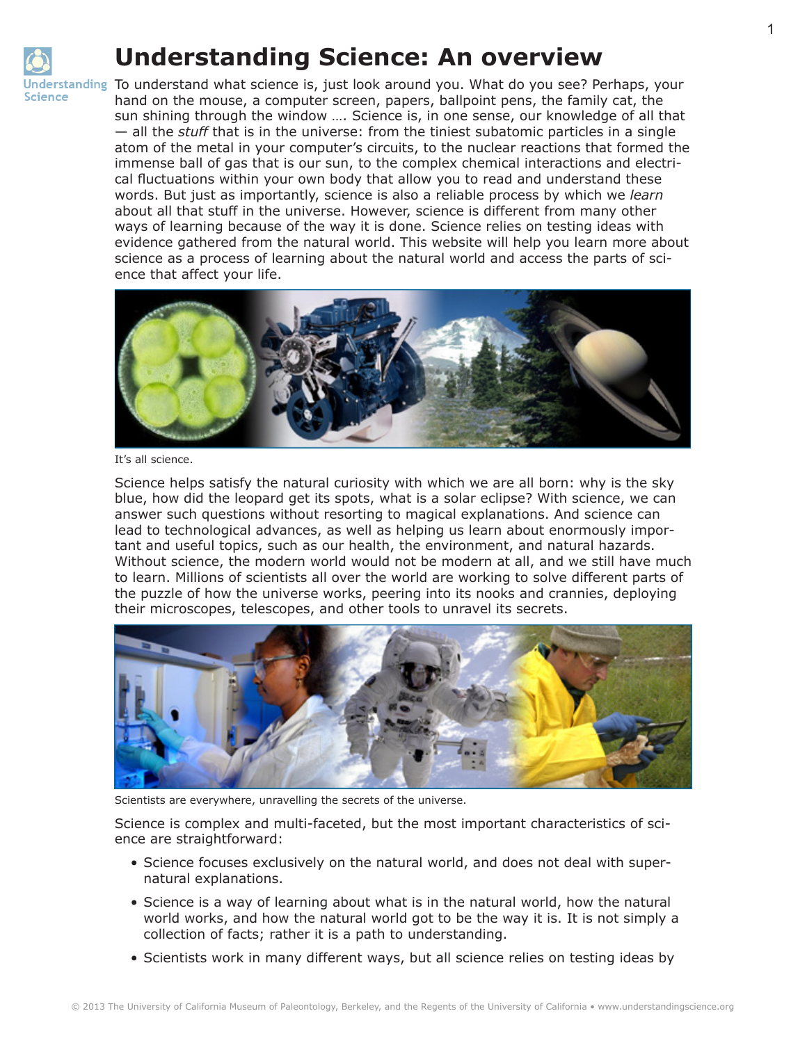# Understanding Science: An overview

To understand what science is, just look around you. What do you see? Perhaps, your hand on the mouse, a computer screen, papers, ballpoint pens, the family cat, the sun shining through the window …. Science is, in one sense, our knowledge of all that — all the *stuff* that is in the universe: from the tiniest subatomic particles in a single atom of the metal in your computer's circuits, to the nuclear reactions that formed the immense ball of gas that is our sun, to the complex chemical interactions and electrical fluctuations within your own body that allow you to read and understand these words. But just as importantly, science is also a reliable process by which we *learn* about all that stuff in the universe. However, science is different from many other ways of learning because of the way it is done. Science relies on testing ideas with evidence gathered from the natural world. This website will help you learn more about science as a process of learning about the natural world and access the parts of science that affect your life.

It's all science.

Science helps satisfy the natural curiosity with which we are all born: why is the sky blue, how did the leopard get its spots, what is a solar eclipse? With science, we can answer such questions without resorting to magical explanations. And science can lead to technological advances, as well as helping us learn about enormously important and useful topics, such as our health, the environment, and natural hazards. Without science, the modern world would not be modern at all, and we still have much to learn. Millions of scientists all over the world are working to solve different parts of the puzzle of how the universe works, peering into its nooks and crannies, deploying their microscopes, telescopes, and other tools to unravel its secrets.

Scientists are everywhere, unravelling the secrets of the universe.

Science is complex and multi-faceted, but the most important characteristics of science are straightforward:

- Science focuses exclusively on the natural world, and does not deal with supernatural explanations.
- Science is a way of learning about what is in the natural world, how the natural world works, and how the natural world got to be the way it is. It is not simply a collection of facts; rather it is a path to understanding.
- Scientists work in many different ways, but all science relies on testing ideas by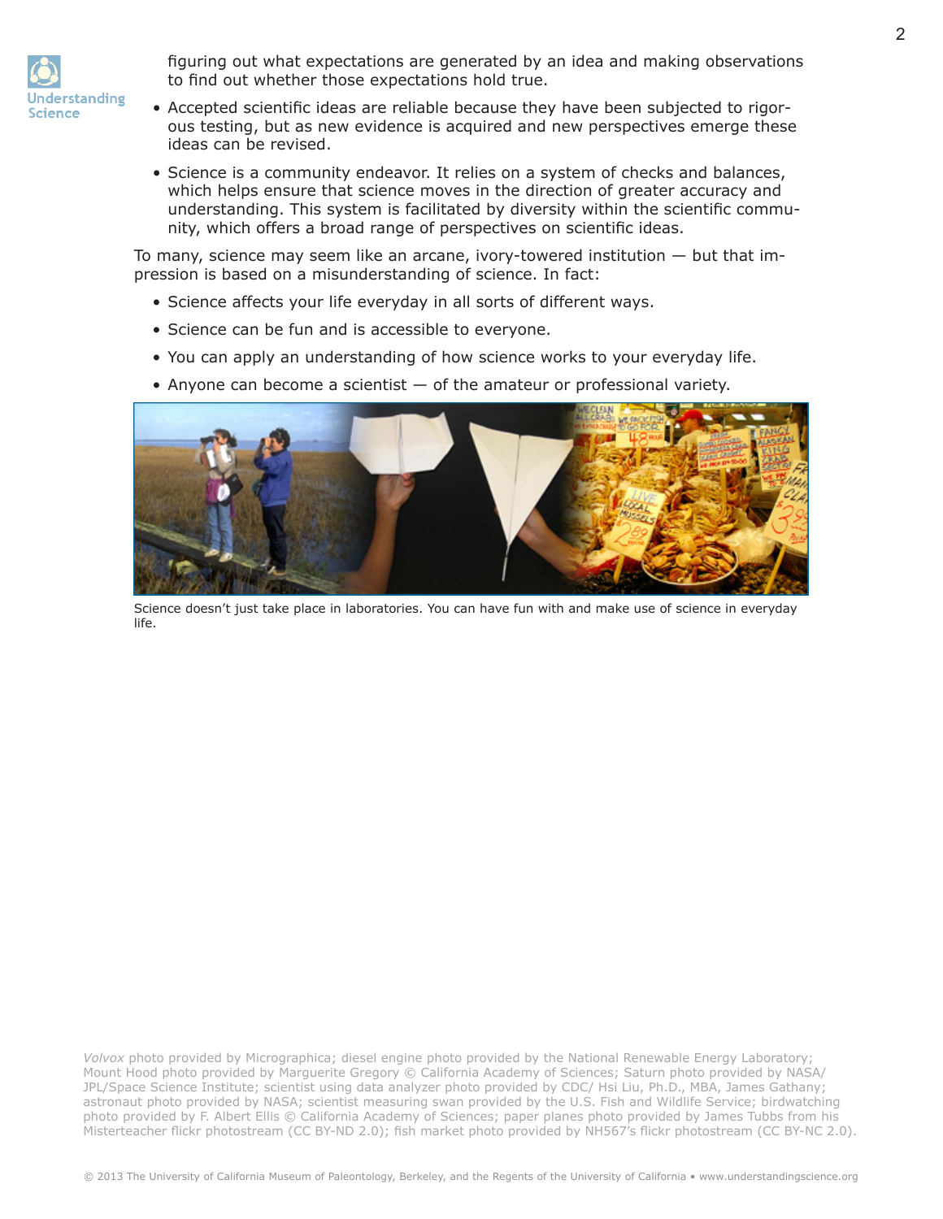figuring out what expectations are generated by an idea and making observations to find out whether those expectations hold true.

- Accepted scientific ideas are reliable because they have been subjected to rigorous testing, but as new evidence is acquired and new perspectives emerge these ideas can be revised.
- Science is a community endeavor. It relies on a system of checks and balances, which helps ensure that science moves in the direction of greater accuracy and understanding. This system is facilitated by diversity within the scientific community, which offers a broad range of perspectives on scientific ideas.

To many, science may seem like an arcane, ivory-towered institution — but that impression is based on a misunderstanding of science. In fact:

- Science affects your life everyday in all sorts of different ways.
- Science can be fun and is accessible to everyone.
- You can apply an understanding of how science works to your everyday life.
- Anyone can become a scientist — of the amateur or professional variety.

Science doesn't just take place in laboratories. You can have fun with and make use of science in everyday life.

*Volvox* photo provided by Micrographica; diesel engine photo provided by the National Renewable Energy Laboratory; Mount Hood photo provided by Marguerite Gregory © California Academy of Sciences; Saturn photo provided by NASA/JPL/Space Science Institute; scientist using data analyzer photo provided by CDC/ Hsi Liu, Ph.D., MBA, James Gathany; astronaut photo provided by NASA; scientist measuring swan provided by the U.S. Fish and Wildlife Service; birdwatching photo provided by F. Albert Ellis © California Academy of Sciences; paper planes photo provided by James Tubbs from his Misterteacher flickr photostream (CC BY-ND 2.0); fish market photo provided by NH567's flickr photostream (CC BY-NC 2.0).

© 2013 The University of California Museum of Paleontology, Berkeley, and the Regents of the University of California • www.understandingscience.org